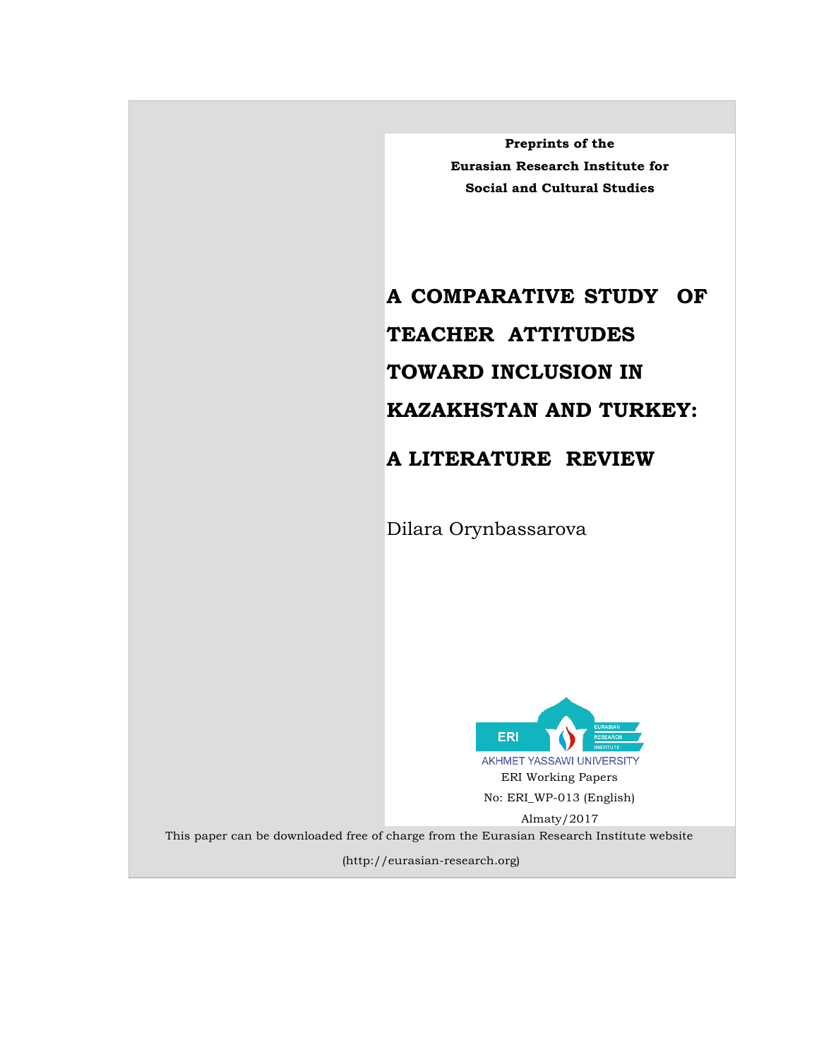**Preprints of the**
**Eurasian Research Institute for**
**Social and Cultural Studies**

# A COMPARATIVE STUDY OF TEACHER ATTITUDES TOWARD INCLUSION IN KAZAKHSTAN AND TURKEY: A LITERATURE REVIEW

Dilara Orynbassarova

AKHMET YASSAWI UNIVERSITY

ERI Working Papers

No: ERI_WP-013 (English)

Almaty/2017

This paper can be downloaded free of charge from the Eurasian Research Institute website

(http://eurasian-research.org)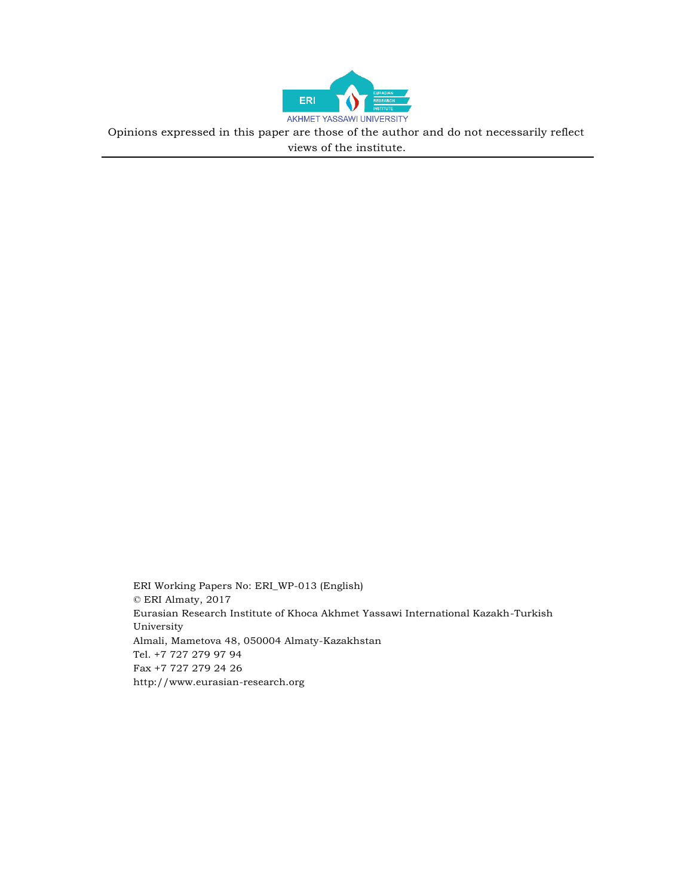ERI

EURASIAN RESEARCH INSTITUTE

AKHMET YASSAWI UNIVERSITY

Opinions expressed in this paper are those of the author and do not necessarily reflect views of the institute.

---

ERI Working Papers No: ERI_WP-013 (English)
© ERI Almaty, 2017
Eurasian Research Institute of Khoca Akhmet Yassawi International Kazakh-Turkish University
Almali, Mametova 48, 050004 Almaty-Kazakhstan
Tel. +7 727 279 97 94
Fax +7 727 279 24 26
http://www.eurasian-research.org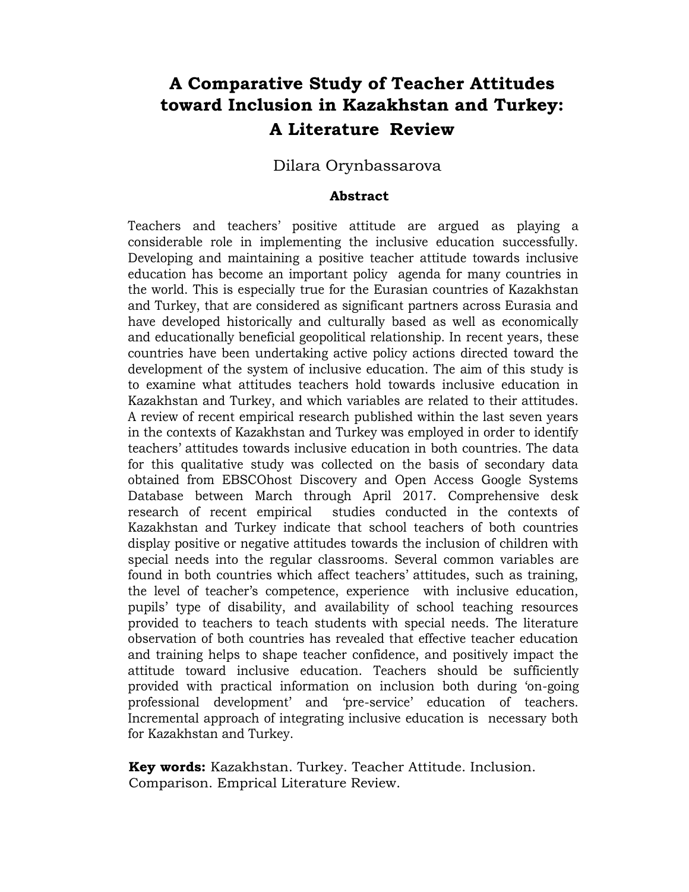# A Comparative Study of Teacher Attitudes toward Inclusion in Kazakhstan and Turkey: A Literature Review

Dilara Orynbassarova

**Abstract**

Teachers and teachers' positive attitude are argued as playing a considerable role in implementing the inclusive education successfully. Developing and maintaining a positive teacher attitude towards inclusive education has become an important policy agenda for many countries in the world. This is especially true for the Eurasian countries of Kazakhstan and Turkey, that are considered as significant partners across Eurasia and have developed historically and culturally based as well as economically and educationally beneficial geopolitical relationship. In recent years, these countries have been undertaking active policy actions directed toward the development of the system of inclusive education. The aim of this study is to examine what attitudes teachers hold towards inclusive education in Kazakhstan and Turkey, and which variables are related to their attitudes. A review of recent empirical research published within the last seven years in the contexts of Kazakhstan and Turkey was employed in order to identify teachers' attitudes towards inclusive education in both countries. The data for this qualitative study was collected on the basis of secondary data obtained from EBSCOhost Discovery and Open Access Google Systems Database between March through April 2017. Comprehensive desk research of recent empirical studies conducted in the contexts of Kazakhstan and Turkey indicate that school teachers of both countries display positive or negative attitudes towards the inclusion of children with special needs into the regular classrooms. Several common variables are found in both countries which affect teachers' attitudes, such as training, the level of teacher's competence, experience with inclusive education, pupils' type of disability, and availability of school teaching resources provided to teachers to teach students with special needs. The literature observation of both countries has revealed that effective teacher education and training helps to shape teacher confidence, and positively impact the attitude toward inclusive education. Teachers should be sufficiently provided with practical information on inclusion both during 'on-going professional development' and 'pre-service' education of teachers. Incremental approach of integrating inclusive education is necessary both for Kazakhstan and Turkey.

**Key words:** Kazakhstan. Turkey. Teacher Attitude. Inclusion. Comparison. Emprical Literature Review.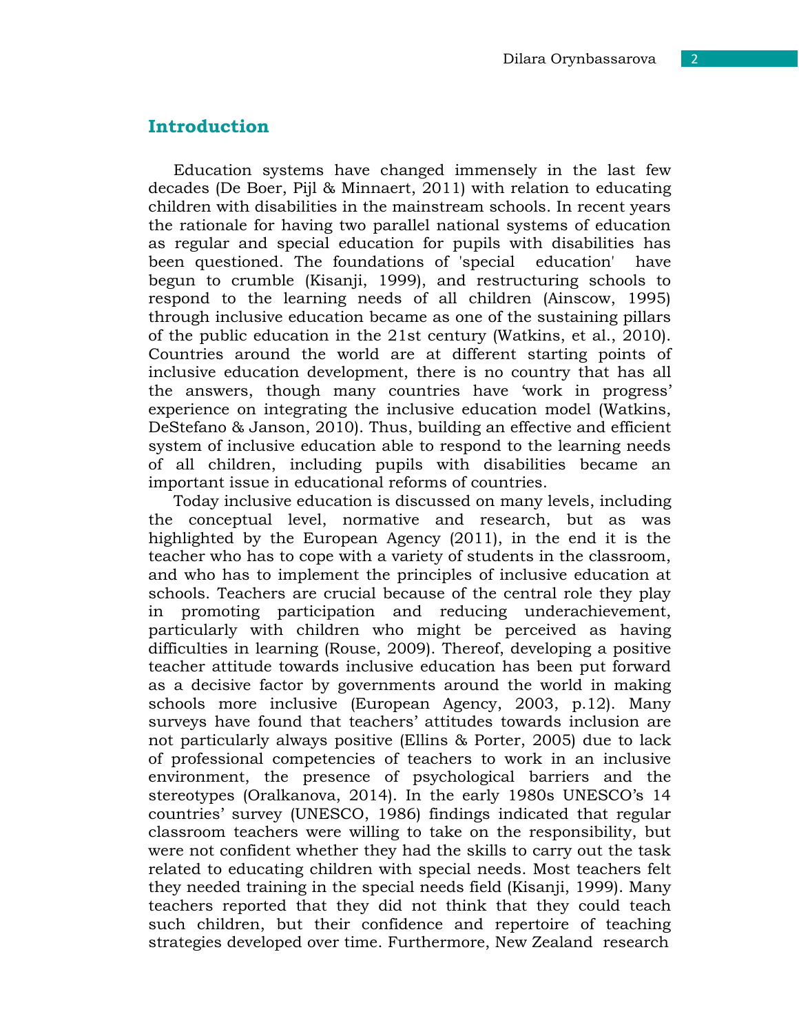## Introduction

Education systems have changed immensely in the last few decades (De Boer, Pijl & Minnaert, 2011) with relation to educating children with disabilities in the mainstream schools. In recent years the rationale for having two parallel national systems of education as regular and special education for pupils with disabilities has been questioned. The foundations of 'special education' have begun to crumble (Kisanji, 1999), and restructuring schools to respond to the learning needs of all children (Ainscow, 1995) through inclusive education became as one of the sustaining pillars of the public education in the 21st century (Watkins, et al., 2010). Countries around the world are at different starting points of inclusive education development, there is no country that has all the answers, though many countries have 'work in progress' experience on integrating the inclusive education model (Watkins, DeStefano & Janson, 2010). Thus, building an effective and efficient system of inclusive education able to respond to the learning needs of all children, including pupils with disabilities became an important issue in educational reforms of countries.

Today inclusive education is discussed on many levels, including the conceptual level, normative and research, but as was highlighted by the European Agency (2011), in the end it is the teacher who has to cope with a variety of students in the classroom, and who has to implement the principles of inclusive education at schools. Teachers are crucial because of the central role they play in promoting participation and reducing underachievement, particularly with children who might be perceived as having difficulties in learning (Rouse, 2009). Thereof, developing a positive teacher attitude towards inclusive education has been put forward as a decisive factor by governments around the world in making schools more inclusive (European Agency, 2003, p.12). Many surveys have found that teachers' attitudes towards inclusion are not particularly always positive (Ellins & Porter, 2005) due to lack of professional competencies of teachers to work in an inclusive environment, the presence of psychological barriers and the stereotypes (Oralkanova, 2014). In the early 1980s UNESCO's 14 countries' survey (UNESCO, 1986) findings indicated that regular classroom teachers were willing to take on the responsibility, but were not confident whether they had the skills to carry out the task related to educating children with special needs. Most teachers felt they needed training in the special needs field (Kisanji, 1999). Many teachers reported that they did not think that they could teach such children, but their confidence and repertoire of teaching strategies developed over time. Furthermore, New Zealand research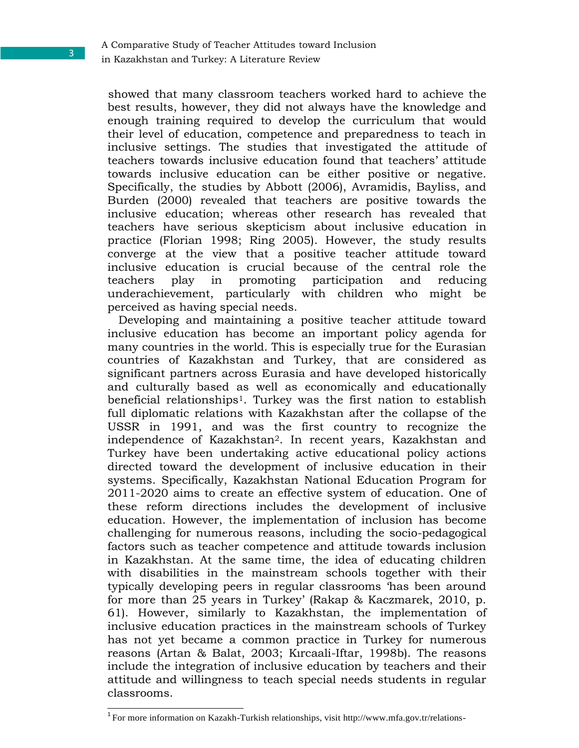showed that many classroom teachers worked hard to achieve the best results, however, they did not always have the knowledge and enough training required to develop the curriculum that would their level of education, competence and preparedness to teach in inclusive settings. The studies that investigated the attitude of teachers towards inclusive education found that teachers' attitude towards inclusive education can be either positive or negative. Specifically, the studies by Abbott (2006), Avramidis, Bayliss, and Burden (2000) revealed that teachers are positive towards the inclusive education; whereas other research has revealed that teachers have serious skepticism about inclusive education in practice (Florian 1998; Ring 2005). However, the study results converge at the view that a positive teacher attitude toward inclusive education is crucial because of the central role the teachers play in promoting participation and reducing underachievement, particularly with children who might be perceived as having special needs.

Developing and maintaining a positive teacher attitude toward inclusive education has become an important policy agenda for many countries in the world. This is especially true for the Eurasian countries of Kazakhstan and Turkey, that are considered as significant partners across Eurasia and have developed historically and culturally based as well as economically and educationally beneficial relationships[1]. Turkey was the first nation to establish full diplomatic relations with Kazakhstan after the collapse of the USSR in 1991, and was the first country to recognize the independence of Kazakhstan[2]. In recent years, Kazakhstan and Turkey have been undertaking active educational policy actions directed toward the development of inclusive education in their systems. Specifically, Kazakhstan National Education Program for 2011-2020 aims to create an effective system of education. One of these reform directions includes the development of inclusive education. However, the implementation of inclusion has become challenging for numerous reasons, including the socio-pedagogical factors such as teacher competence and attitude towards inclusion in Kazakhstan. At the same time, the idea of educating children with disabilities in the mainstream schools together with their typically developing peers in regular classrooms 'has been around for more than 25 years in Turkey' (Rakap & Kaczmarek, 2010, p. 61). However, similarly to Kazakhstan, the implementation of inclusive education practices in the mainstream schools of Turkey has not yet became a common practice in Turkey for numerous reasons (Artan & Balat, 2003; Kırcaali-Iftar, 1998b). The reasons include the integration of inclusive education by teachers and their attitude and willingness to teach special needs students in regular classrooms.

[1] For more information on Kazakh-Turkish relationships, visit http://www.mfa.gov.tr/relations-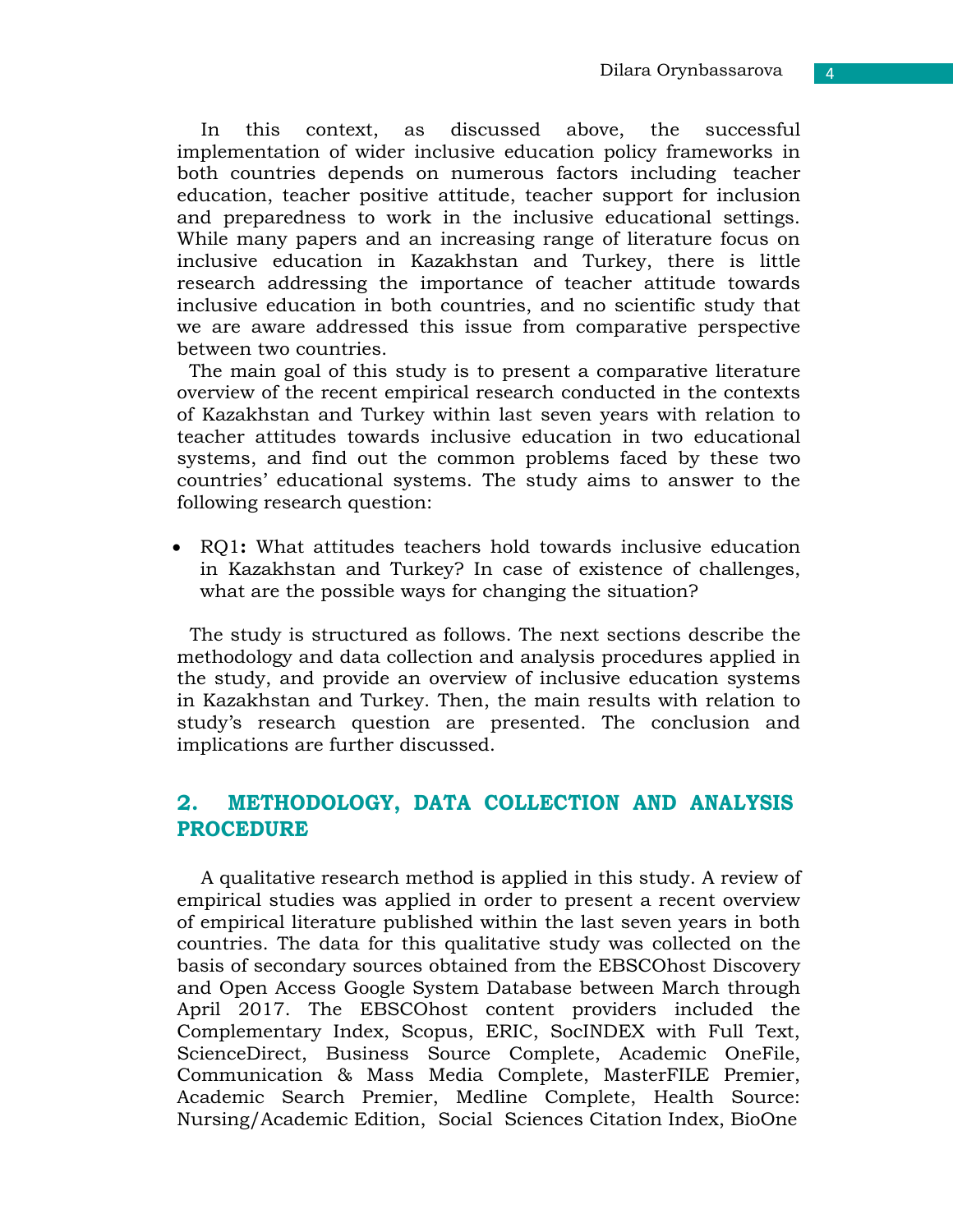In this context, as discussed above, the successful implementation of wider inclusive education policy frameworks in both countries depends on numerous factors including teacher education, teacher positive attitude, teacher support for inclusion and preparedness to work in the inclusive educational settings. While many papers and an increasing range of literature focus on inclusive education in Kazakhstan and Turkey, there is little research addressing the importance of teacher attitude towards inclusive education in both countries, and no scientific study that we are aware addressed this issue from comparative perspective between two countries.

The main goal of this study is to present a comparative literature overview of the recent empirical research conducted in the contexts of Kazakhstan and Turkey within last seven years with relation to teacher attitudes towards inclusive education in two educational systems, and find out the common problems faced by these two countries' educational systems. The study aims to answer to the following research question:

- RQ1**:** What attitudes teachers hold towards inclusive education in Kazakhstan and Turkey? In case of existence of challenges, what are the possible ways for changing the situation?

The study is structured as follows. The next sections describe the methodology and data collection and analysis procedures applied in the study, and provide an overview of inclusive education systems in Kazakhstan and Turkey. Then, the main results with relation to study's research question are presented. The conclusion and implications are further discussed.

## 2. METHODOLOGY, DATA COLLECTION AND ANALYSIS PROCEDURE

A qualitative research method is applied in this study. A review of empirical studies was applied in order to present a recent overview of empirical literature published within the last seven years in both countries. The data for this qualitative study was collected on the basis of secondary sources obtained from the EBSCOhost Discovery and Open Access Google System Database between March through April 2017. The EBSCOhost content providers included the Complementary Index, Scopus, ERIC, SocINDEX with Full Text, ScienceDirect, Business Source Complete, Academic OneFile, Communication & Mass Media Complete, MasterFILE Premier, Academic Search Premier, Medline Complete, Health Source: Nursing/Academic Edition, Social Sciences Citation Index, BioOne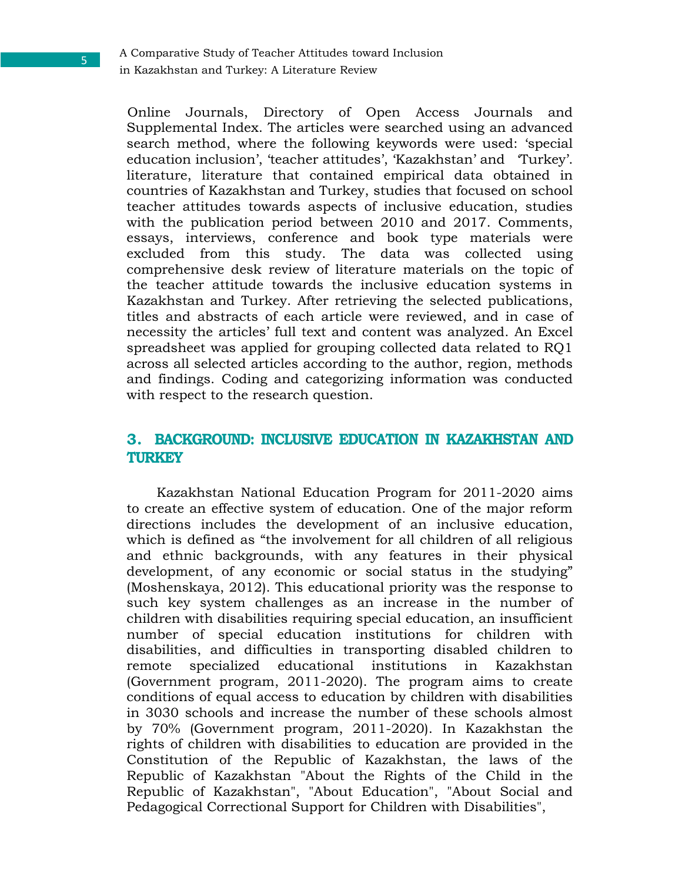Online Journals, Directory of Open Access Journals and Supplemental Index. The articles were searched using an advanced search method, where the following keywords were used: 'special education inclusion', 'teacher attitudes', 'Kazakhstan' and 'Turkey'. literature, literature that contained empirical data obtained in countries of Kazakhstan and Turkey, studies that focused on school teacher attitudes towards aspects of inclusive education, studies with the publication period between 2010 and 2017. Comments, essays, interviews, conference and book type materials were excluded from this study. The data was collected using comprehensive desk review of literature materials on the topic of the teacher attitude towards the inclusive education systems in Kazakhstan and Turkey. After retrieving the selected publications, titles and abstracts of each article were reviewed, and in case of necessity the articles' full text and content was analyzed. An Excel spreadsheet was applied for grouping collected data related to RQ1 across all selected articles according to the author, region, methods and findings. Coding and categorizing information was conducted with respect to the research question.

## 3. BACKGROUND: INCLUSIVE EDUCATION IN KAZAKHSTAN AND TURKEY

Kazakhstan National Education Program for 2011-2020 aims to create an effective system of education. One of the major reform directions includes the development of an inclusive education, which is defined as "the involvement for all children of all religious and ethnic backgrounds, with any features in their physical development, of any economic or social status in the studying" (Moshenskaya, 2012). This educational priority was the response to such key system challenges as an increase in the number of children with disabilities requiring special education, an insufficient number of special education institutions for children with disabilities, and difficulties in transporting disabled children to remote specialized educational institutions in Kazakhstan (Government program, 2011-2020). The program aims to create conditions of equal access to education by children with disabilities in 3030 schools and increase the number of these schools almost by 70% (Government program, 2011-2020). In Kazakhstan the rights of children with disabilities to education are provided in the Constitution of the Republic of Kazakhstan, the laws of the Republic of Kazakhstan "About the Rights of the Child in the Republic of Kazakhstan", "About Education", "About Social and Pedagogical Correctional Support for Children with Disabilities",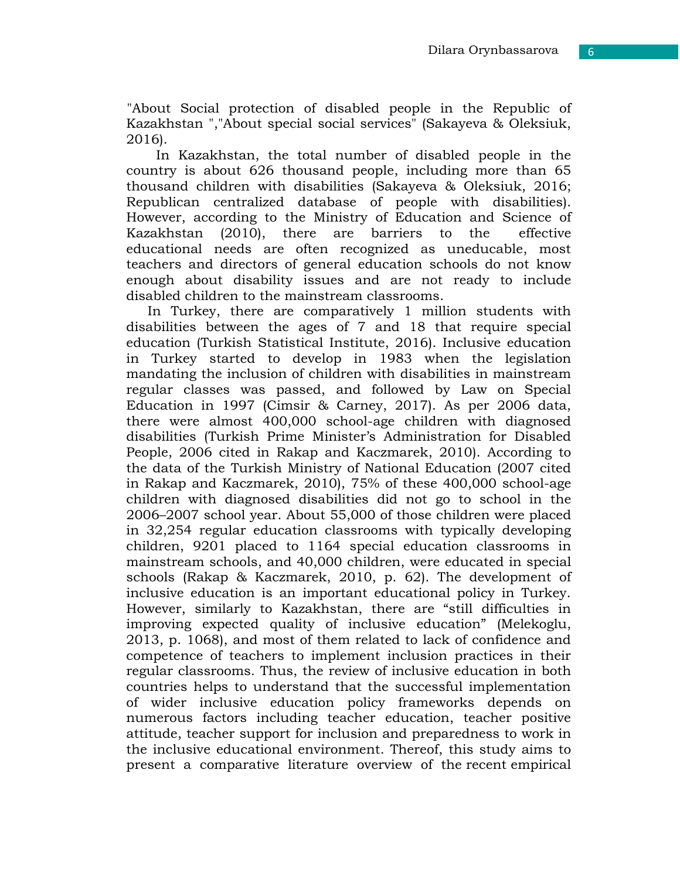"About Social protection of disabled people in the Republic of Kazakhstan ","About special social services" (Sakayeva & Oleksiuk, 2016).

In Kazakhstan, the total number of disabled people in the country is about 626 thousand people, including more than 65 thousand children with disabilities (Sakayeva & Oleksiuk, 2016; Republican centralized database of people with disabilities). However, according to the Ministry of Education and Science of Kazakhstan (2010), there are barriers to the effective educational needs are often recognized as uneducable, most teachers and directors of general education schools do not know enough about disability issues and are not ready to include disabled children to the mainstream classrooms.

In Turkey, there are comparatively 1 million students with disabilities between the ages of 7 and 18 that require special education (Turkish Statistical Institute, 2016). Inclusive education in Turkey started to develop in 1983 when the legislation mandating the inclusion of children with disabilities in mainstream regular classes was passed, and followed by Law on Special Education in 1997 (Cimsir & Carney, 2017). As per 2006 data, there were almost 400,000 school-age children with diagnosed disabilities (Turkish Prime Minister's Administration for Disabled People, 2006 cited in Rakap and Kaczmarek, 2010). According to the data of the Turkish Ministry of National Education (2007 cited in Rakap and Kaczmarek, 2010), 75% of these 400,000 school-age children with diagnosed disabilities did not go to school in the 2006–2007 school year. About 55,000 of those children were placed in 32,254 regular education classrooms with typically developing children, 9201 placed to 1164 special education classrooms in mainstream schools, and 40,000 children, were educated in special schools (Rakap & Kaczmarek, 2010, p. 62). The development of inclusive education is an important educational policy in Turkey. However, similarly to Kazakhstan, there are "still difficulties in improving expected quality of inclusive education" (Melekoglu, 2013, p. 1068), and most of them related to lack of confidence and competence of teachers to implement inclusion practices in their regular classrooms. Thus, the review of inclusive education in both countries helps to understand that the successful implementation of wider inclusive education policy frameworks depends on numerous factors including teacher education, teacher positive attitude, teacher support for inclusion and preparedness to work in the inclusive educational environment. Thereof, this study aims to present a comparative literature overview of the recent empirical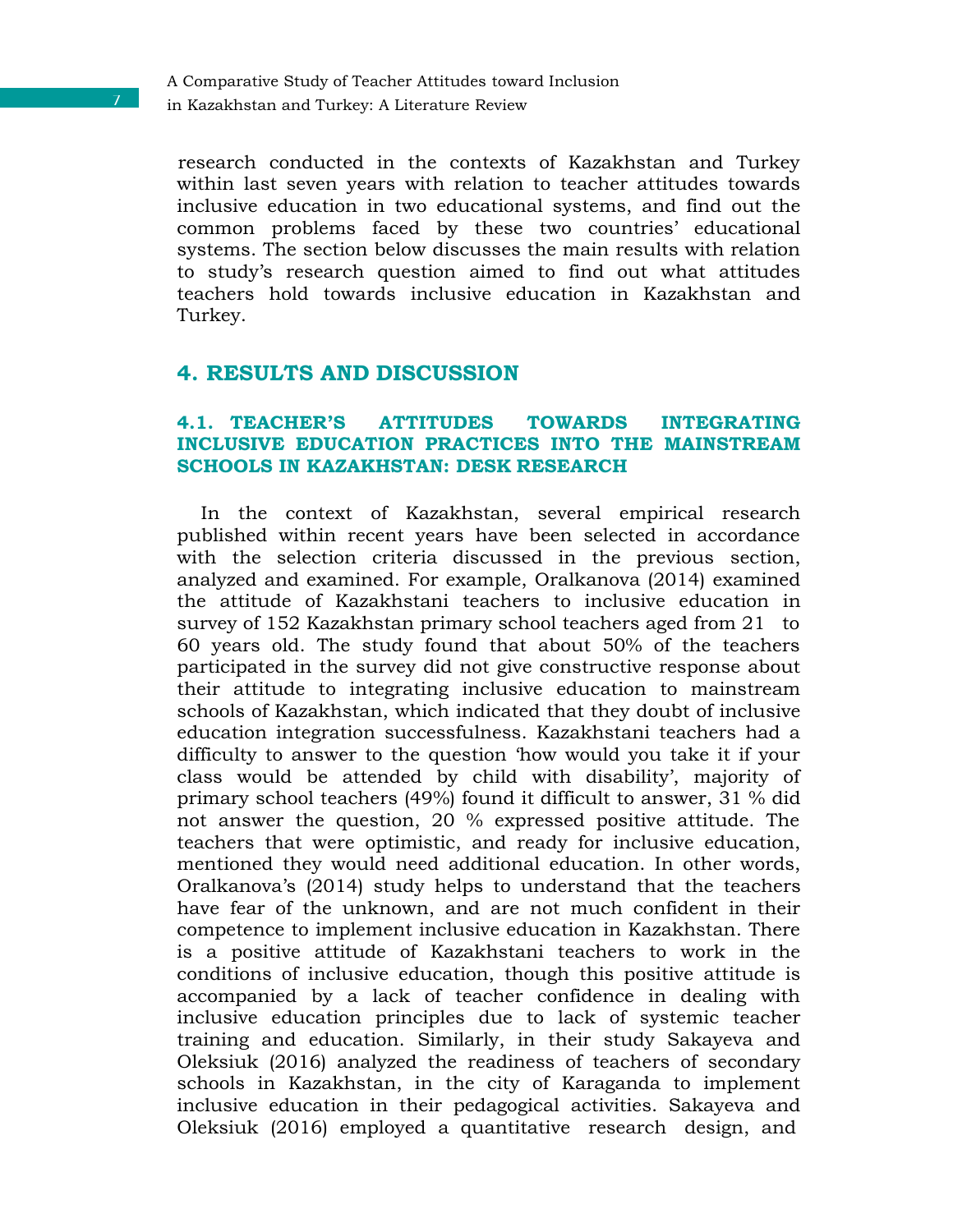research conducted in the contexts of Kazakhstan and Turkey within last seven years with relation to teacher attitudes towards inclusive education in two educational systems, and find out the common problems faced by these two countries' educational systems. The section below discusses the main results with relation to study's research question aimed to find out what attitudes teachers hold towards inclusive education in Kazakhstan and Turkey.

## 4. RESULTS AND DISCUSSION

### 4.1. TEACHER'S ATTITUDES TOWARDS INTEGRATING INCLUSIVE EDUCATION PRACTICES INTO THE MAINSTREAM SCHOOLS IN KAZAKHSTAN: DESK RESEARCH

In the context of Kazakhstan, several empirical research published within recent years have been selected in accordance with the selection criteria discussed in the previous section, analyzed and examined. For example, Oralkanova (2014) examined the attitude of Kazakhstani teachers to inclusive education in survey of 152 Kazakhstan primary school teachers aged from 21 to 60 years old. The study found that about 50% of the teachers participated in the survey did not give constructive response about their attitude to integrating inclusive education to mainstream schools of Kazakhstan, which indicated that they doubt of inclusive education integration successfulness. Kazakhstani teachers had a difficulty to answer to the question 'how would you take it if your class would be attended by child with disability', majority of primary school teachers (49%) found it difficult to answer, 31 % did not answer the question, 20 % expressed positive attitude. The teachers that were optimistic, and ready for inclusive education, mentioned they would need additional education. In other words, Oralkanova's (2014) study helps to understand that the teachers have fear of the unknown, and are not much confident in their competence to implement inclusive education in Kazakhstan. There is a positive attitude of Kazakhstani teachers to work in the conditions of inclusive education, though this positive attitude is accompanied by a lack of teacher confidence in dealing with inclusive education principles due to lack of systemic teacher training and education. Similarly, in their study Sakayeva and Oleksiuk (2016) analyzed the readiness of teachers of secondary schools in Kazakhstan, in the city of Karaganda to implement inclusive education in their pedagogical activities. Sakayeva and Oleksiuk (2016) employed a quantitative research design, and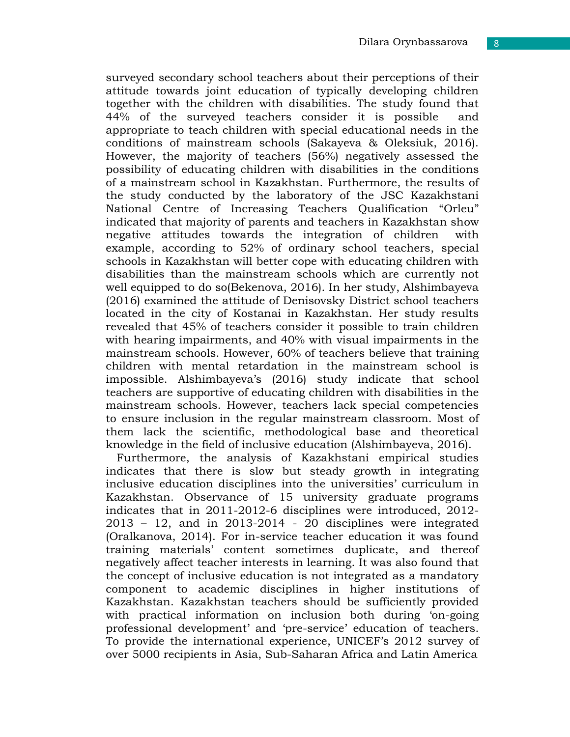surveyed secondary school teachers about their perceptions of their attitude towards joint education of typically developing children together with the children with disabilities. The study found that 44% of the surveyed teachers consider it is possible and appropriate to teach children with special educational needs in the conditions of mainstream schools (Sakayeva & Oleksiuk, 2016). However, the majority of teachers (56%) negatively assessed the possibility of educating children with disabilities in the conditions of a mainstream school in Kazakhstan. Furthermore, the results of the study conducted by the laboratory of the JSC Kazakhstani National Centre of Increasing Teachers Qualification "Orleu" indicated that majority of parents and teachers in Kazakhstan show negative attitudes towards the integration of children with example, according to 52% of ordinary school teachers, special schools in Kazakhstan will better cope with educating children with disabilities than the mainstream schools which are currently not well equipped to do so(Bekenova, 2016). In her study, Alshimbayeva (2016) examined the attitude of Denisovsky District school teachers located in the city of Kostanai in Kazakhstan. Her study results revealed that 45% of teachers consider it possible to train children with hearing impairments, and 40% with visual impairments in the mainstream schools. However, 60% of teachers believe that training children with mental retardation in the mainstream school is impossible. Alshimbayeva's (2016) study indicate that school teachers are supportive of educating children with disabilities in the mainstream schools. However, teachers lack special competencies to ensure inclusion in the regular mainstream classroom. Most of them lack the scientific, methodological base and theoretical knowledge in the field of inclusive education (Alshimbayeva, 2016).

Furthermore, the analysis of Kazakhstani empirical studies indicates that there is slow but steady growth in integrating inclusive education disciplines into the universities' curriculum in Kazakhstan. Observance of 15 university graduate programs indicates that in 2011-2012-6 disciplines were introduced, 2012-2013 – 12, and in 2013-2014 - 20 disciplines were integrated (Oralkanova, 2014). For in-service teacher education it was found training materials' content sometimes duplicate, and thereof negatively affect teacher interests in learning. It was also found that the concept of inclusive education is not integrated as a mandatory component to academic disciplines in higher institutions of Kazakhstan. Kazakhstan teachers should be sufficiently provided with practical information on inclusion both during 'on-going professional development' and 'pre-service' education of teachers. To provide the international experience, UNICEF's 2012 survey of over 5000 recipients in Asia, Sub-Saharan Africa and Latin America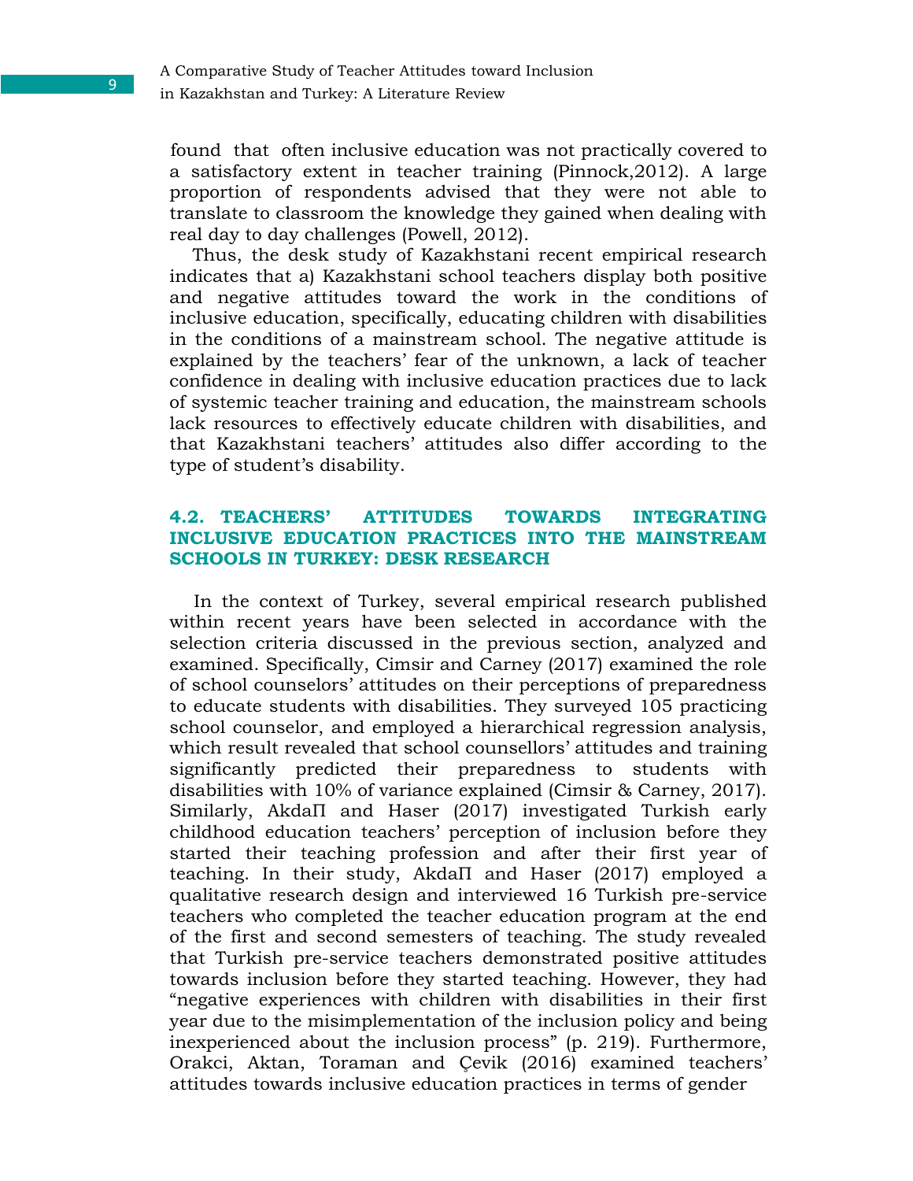found that often inclusive education was not practically covered to a satisfactory extent in teacher training (Pinnock,2012). A large proportion of respondents advised that they were not able to translate to classroom the knowledge they gained when dealing with real day to day challenges (Powell, 2012).

Thus, the desk study of Kazakhstani recent empirical research indicates that a) Kazakhstani school teachers display both positive and negative attitudes toward the work in the conditions of inclusive education, specifically, educating children with disabilities in the conditions of a mainstream school. The negative attitude is explained by the teachers' fear of the unknown, a lack of teacher confidence in dealing with inclusive education practices due to lack of systemic teacher training and education, the mainstream schools lack resources to effectively educate children with disabilities, and that Kazakhstani teachers' attitudes also differ according to the type of student's disability.

## 4.2. TEACHERS' ATTITUDES TOWARDS INTEGRATING INCLUSIVE EDUCATION PRACTICES INTO THE MAINSTREAM SCHOOLS IN TURKEY: DESK RESEARCH

In the context of Turkey, several empirical research published within recent years have been selected in accordance with the selection criteria discussed in the previous section, analyzed and examined. Specifically, Cimsir and Carney (2017) examined the role of school counselors' attitudes on their perceptions of preparedness to educate students with disabilities. They surveyed 105 practicing school counselor, and employed a hierarchical regression analysis, which result revealed that school counsellors' attitudes and training significantly predicted their preparedness to students with disabilities with 10% of variance explained (Cimsir & Carney, 2017). Similarly, AkdaΠ and Haser (2017) investigated Turkish early childhood education teachers' perception of inclusion before they started their teaching profession and after their first year of teaching. In their study, AkdaΠ and Haser (2017) employed a qualitative research design and interviewed 16 Turkish pre-service teachers who completed the teacher education program at the end of the first and second semesters of teaching. The study revealed that Turkish pre-service teachers demonstrated positive attitudes towards inclusion before they started teaching. However, they had "negative experiences with children with disabilities in their first year due to the misimplementation of the inclusion policy and being inexperienced about the inclusion process" (p. 219). Furthermore, Orakci, Aktan, Toraman and Çevik (2016) examined teachers' attitudes towards inclusive education practices in terms of gender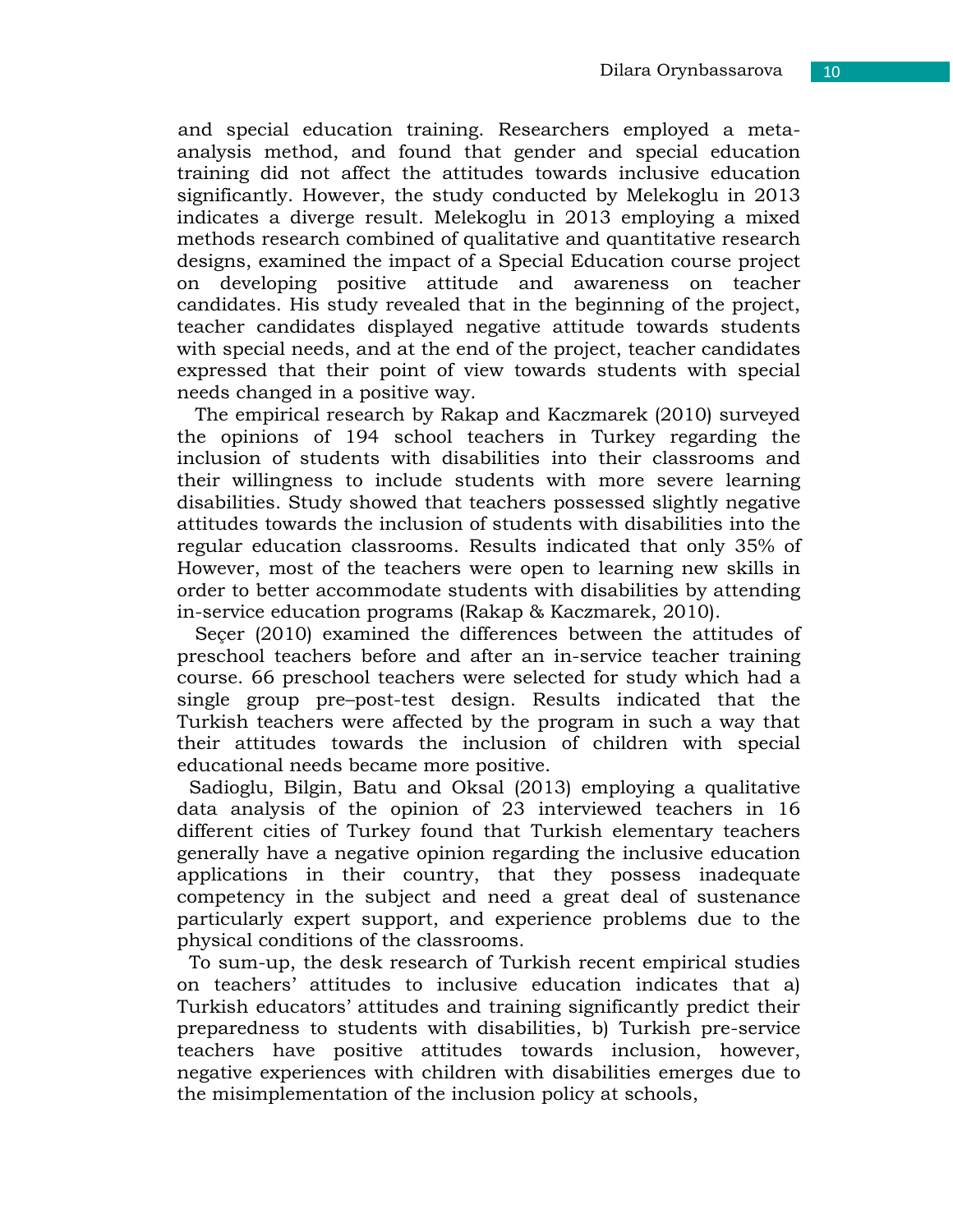and special education training. Researchers employed a meta-analysis method, and found that gender and special education training did not affect the attitudes towards inclusive education significantly. However, the study conducted by Melekoglu in 2013 indicates a diverge result. Melekoglu in 2013 employing a mixed methods research combined of qualitative and quantitative research designs, examined the impact of a Special Education course project on developing positive attitude and awareness on teacher candidates. His study revealed that in the beginning of the project, teacher candidates displayed negative attitude towards students with special needs, and at the end of the project, teacher candidates expressed that their point of view towards students with special needs changed in a positive way.

The empirical research by Rakap and Kaczmarek (2010) surveyed the opinions of 194 school teachers in Turkey regarding the inclusion of students with disabilities into their classrooms and their willingness to include students with more severe learning disabilities. Study showed that teachers possessed slightly negative attitudes towards the inclusion of students with disabilities into the regular education classrooms. Results indicated that only 35% of However, most of the teachers were open to learning new skills in order to better accommodate students with disabilities by attending in-service education programs (Rakap & Kaczmarek, 2010).

Seçer (2010) examined the differences between the attitudes of preschool teachers before and after an in-service teacher training course. 66 preschool teachers were selected for study which had a single group pre–post-test design. Results indicated that the Turkish teachers were affected by the program in such a way that their attitudes towards the inclusion of children with special educational needs became more positive.

Sadioglu, Bilgin, Batu and Oksal (2013) employing a qualitative data analysis of the opinion of 23 interviewed teachers in 16 different cities of Turkey found that Turkish elementary teachers generally have a negative opinion regarding the inclusive education applications in their country, that they possess inadequate competency in the subject and need a great deal of sustenance particularly expert support, and experience problems due to the physical conditions of the classrooms.

To sum-up, the desk research of Turkish recent empirical studies on teachers' attitudes to inclusive education indicates that a) Turkish educators' attitudes and training significantly predict their preparedness to students with disabilities, b) Turkish pre-service teachers have positive attitudes towards inclusion, however, negative experiences with children with disabilities emerges due to the misimplementation of the inclusion policy at schools,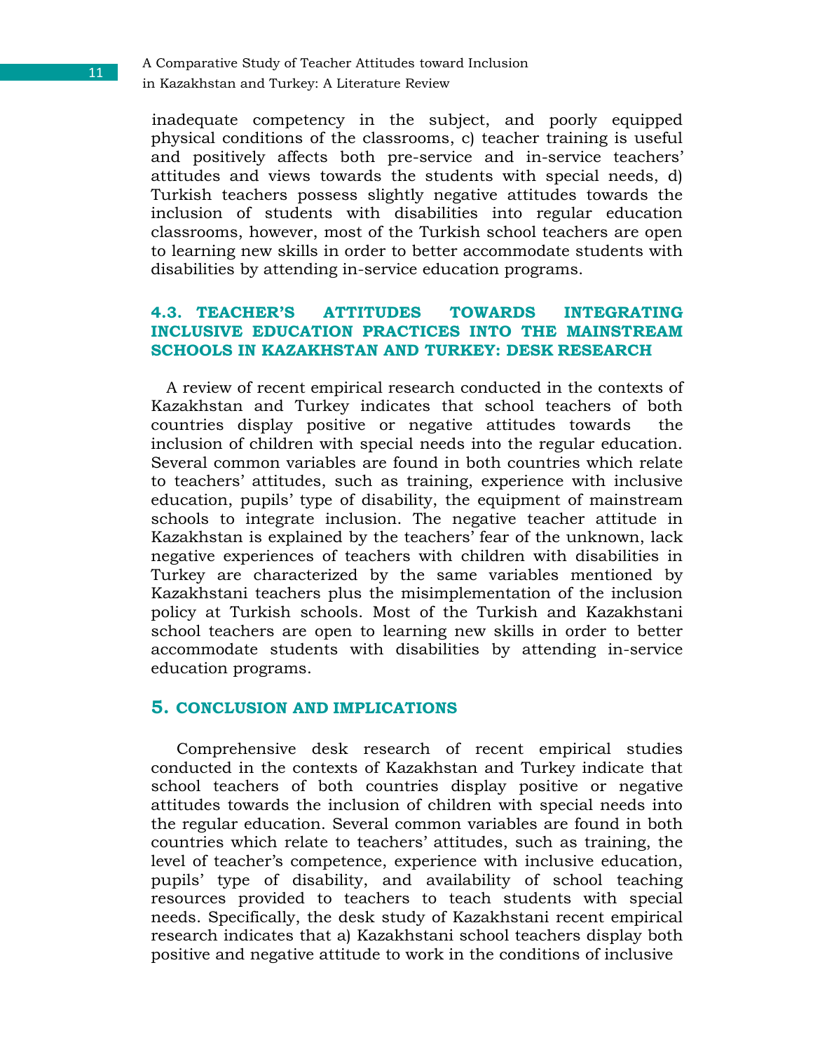inadequate competency in the subject, and poorly equipped physical conditions of the classrooms, c) teacher training is useful and positively affects both pre-service and in-service teachers' attitudes and views towards the students with special needs, d) Turkish teachers possess slightly negative attitudes towards the inclusion of students with disabilities into regular education classrooms, however, most of the Turkish school teachers are open to learning new skills in order to better accommodate students with disabilities by attending in-service education programs.

### 4.3. TEACHER'S ATTITUDES TOWARDS INTEGRATING INCLUSIVE EDUCATION PRACTICES INTO THE MAINSTREAM SCHOOLS IN KAZAKHSTAN AND TURKEY: DESK RESEARCH

A review of recent empirical research conducted in the contexts of Kazakhstan and Turkey indicates that school teachers of both countries display positive or negative attitudes towards the inclusion of children with special needs into the regular education. Several common variables are found in both countries which relate to teachers' attitudes, such as training, experience with inclusive education, pupils' type of disability, the equipment of mainstream schools to integrate inclusion. The negative teacher attitude in Kazakhstan is explained by the teachers' fear of the unknown, lack negative experiences of teachers with children with disabilities in Turkey are characterized by the same variables mentioned by Kazakhstani teachers plus the misimplementation of the inclusion policy at Turkish schools. Most of the Turkish and Kazakhstani school teachers are open to learning new skills in order to better accommodate students with disabilities by attending in-service education programs.

## 5. CONCLUSION AND IMPLICATIONS

Comprehensive desk research of recent empirical studies conducted in the contexts of Kazakhstan and Turkey indicate that school teachers of both countries display positive or negative attitudes towards the inclusion of children with special needs into the regular education. Several common variables are found in both countries which relate to teachers' attitudes, such as training, the level of teacher's competence, experience with inclusive education, pupils' type of disability, and availability of school teaching resources provided to teachers to teach students with special needs. Specifically, the desk study of Kazakhstani recent empirical research indicates that a) Kazakhstani school teachers display both positive and negative attitude to work in the conditions of inclusive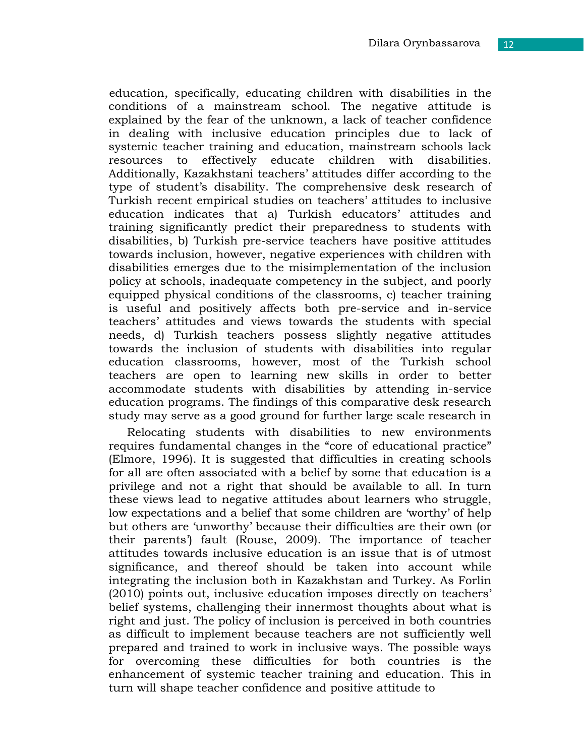education, specifically, educating children with disabilities in the conditions of a mainstream school. The negative attitude is explained by the fear of the unknown, a lack of teacher confidence in dealing with inclusive education principles due to lack of systemic teacher training and education, mainstream schools lack resources to effectively educate children with disabilities. Additionally, Kazakhstani teachers' attitudes differ according to the type of student's disability. The comprehensive desk research of Turkish recent empirical studies on teachers' attitudes to inclusive education indicates that a) Turkish educators' attitudes and training significantly predict their preparedness to students with disabilities, b) Turkish pre-service teachers have positive attitudes towards inclusion, however, negative experiences with children with disabilities emerges due to the misimplementation of the inclusion policy at schools, inadequate competency in the subject, and poorly equipped physical conditions of the classrooms, c) teacher training is useful and positively affects both pre-service and in-service teachers' attitudes and views towards the students with special needs, d) Turkish teachers possess slightly negative attitudes towards the inclusion of students with disabilities into regular education classrooms, however, most of the Turkish school teachers are open to learning new skills in order to better accommodate students with disabilities by attending in-service education programs. The findings of this comparative desk research study may serve as a good ground for further large scale research in

Relocating students with disabilities to new environments requires fundamental changes in the "core of educational practice" (Elmore, 1996). It is suggested that difficulties in creating schools for all are often associated with a belief by some that education is a privilege and not a right that should be available to all. In turn these views lead to negative attitudes about learners who struggle, low expectations and a belief that some children are 'worthy' of help but others are 'unworthy' because their difficulties are their own (or their parents') fault (Rouse, 2009). The importance of teacher attitudes towards inclusive education is an issue that is of utmost significance, and thereof should be taken into account while integrating the inclusion both in Kazakhstan and Turkey. As Forlin (2010) points out, inclusive education imposes directly on teachers' belief systems, challenging their innermost thoughts about what is right and just. The policy of inclusion is perceived in both countries as difficult to implement because teachers are not sufficiently well prepared and trained to work in inclusive ways. The possible ways for overcoming these difficulties for both countries is the enhancement of systemic teacher training and education. This in turn will shape teacher confidence and positive attitude to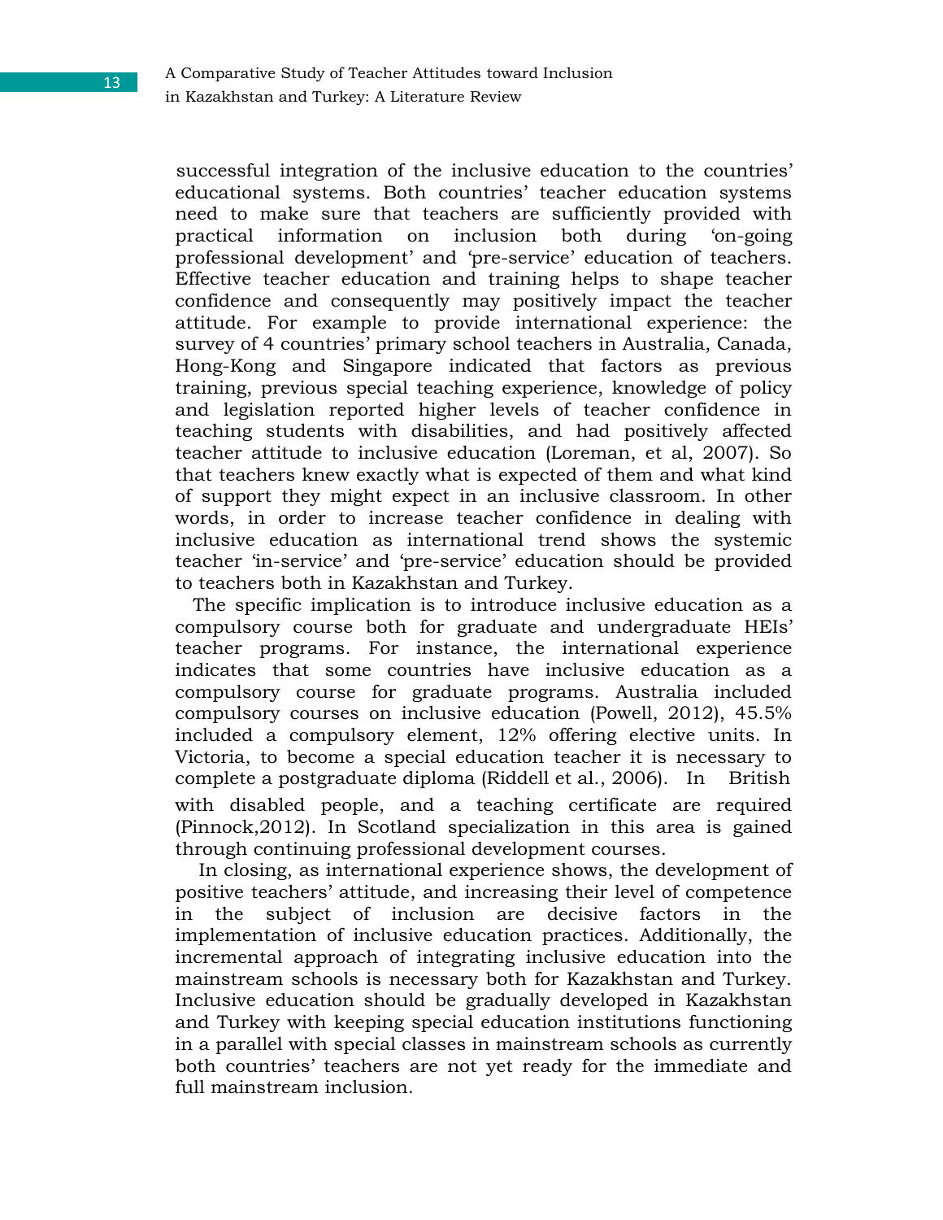successful integration of the inclusive education to the countries' educational systems. Both countries' teacher education systems need to make sure that teachers are sufficiently provided with practical information on inclusion both during 'on-going professional development' and 'pre-service' education of teachers. Effective teacher education and training helps to shape teacher confidence and consequently may positively impact the teacher attitude. For example to provide international experience: the survey of 4 countries' primary school teachers in Australia, Canada, Hong-Kong and Singapore indicated that factors as previous training, previous special teaching experience, knowledge of policy and legislation reported higher levels of teacher confidence in teaching students with disabilities, and had positively affected teacher attitude to inclusive education (Loreman, et al, 2007). So that teachers knew exactly what is expected of them and what kind of support they might expect in an inclusive classroom. In other words, in order to increase teacher confidence in dealing with inclusive education as international trend shows the systemic teacher 'in-service' and 'pre-service' education should be provided to teachers both in Kazakhstan and Turkey.

The specific implication is to introduce inclusive education as a compulsory course both for graduate and undergraduate HEIs' teacher programs. For instance, the international experience indicates that some countries have inclusive education as a compulsory course for graduate programs. Australia included compulsory courses on inclusive education (Powell, 2012), 45.5% included a compulsory element, 12% offering elective units. In Victoria, to become a special education teacher it is necessary to complete a postgraduate diploma (Riddell et al., 2006). In British with disabled people, and a teaching certificate are required (Pinnock,2012). In Scotland specialization in this area is gained through continuing professional development courses.

In closing, as international experience shows, the development of positive teachers' attitude, and increasing their level of competence in the subject of inclusion are decisive factors in the implementation of inclusive education practices. Additionally, the incremental approach of integrating inclusive education into the mainstream schools is necessary both for Kazakhstan and Turkey. Inclusive education should be gradually developed in Kazakhstan and Turkey with keeping special education institutions functioning in a parallel with special classes in mainstream schools as currently both countries' teachers are not yet ready for the immediate and full mainstream inclusion.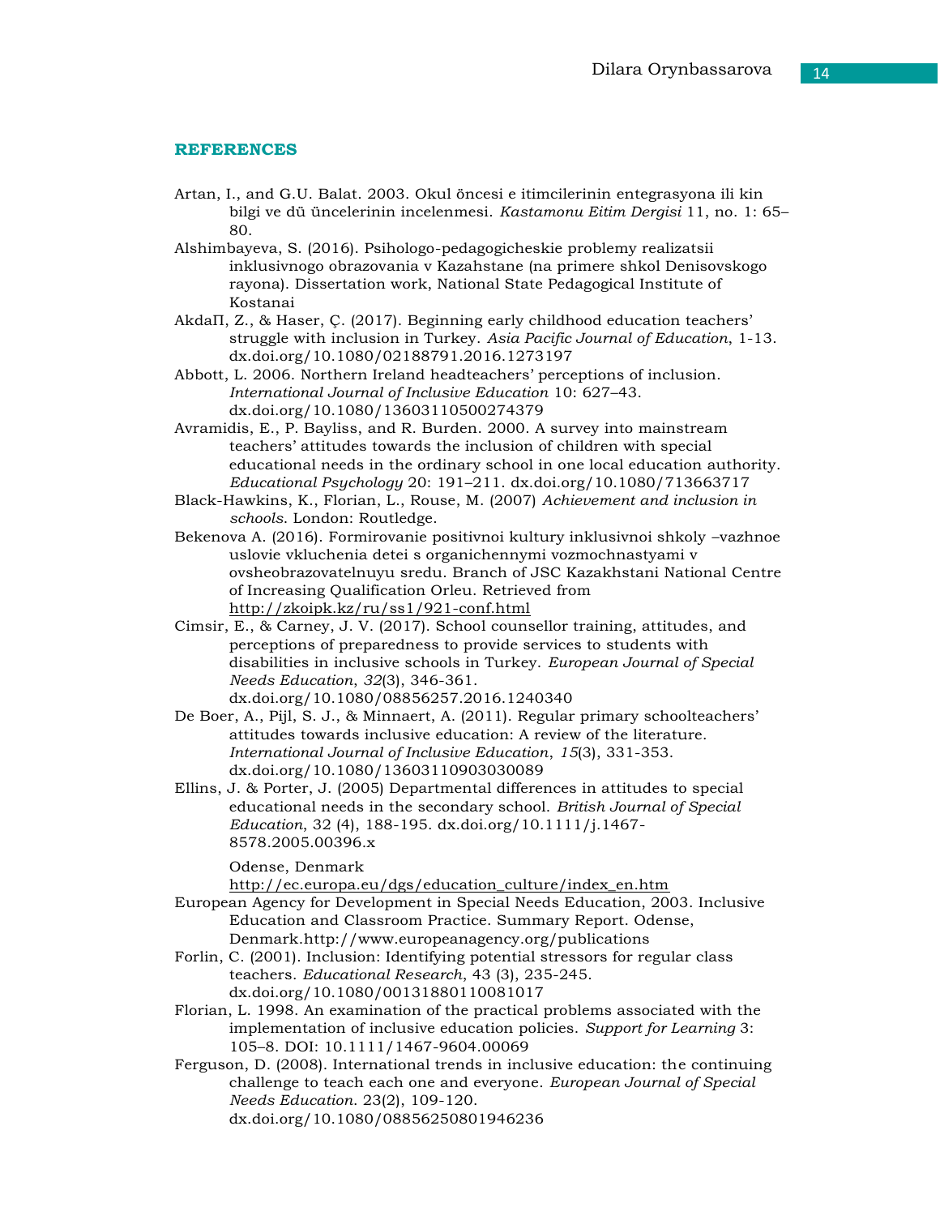## REFERENCES

Artan, I., and G.U. Balat. 2003. Okul öncesi e itimcilerinin entegrasyona ili kin bilgi ve dü üncelerinin incelenmesi. *Kastamonu Eitim Dergisi* 11, no. 1: 65–80.

Alshimbayeva, S. (2016). Psihologo-pedagogicheskie problemy realizatsii inklusivnogo obrazovania v Kazahstane (na primere shkol Denisovskogo rayona). Dissertation work, National State Pedagogical Institute of Kostanai

AkdaП, Z., & Haser, Ç. (2017). Beginning early childhood education teachers' struggle with inclusion in Turkey. *Asia Pacific Journal of Education*, 1-13. dx.doi.org/10.1080/02188791.2016.1273197

Abbott, L. 2006. Northern Ireland headteachers' perceptions of inclusion. *International Journal of Inclusive Education* 10: 627–43. dx.doi.org/10.1080/13603110500274379

Avramidis, E., P. Bayliss, and R. Burden. 2000. A survey into mainstream teachers' attitudes towards the inclusion of children with special educational needs in the ordinary school in one local education authority. *Educational Psychology* 20: 191–211. dx.doi.org/10.1080/713663717

Black-Hawkins, K., Florian, L., Rouse, M. (2007) *Achievement and inclusion in schools*. London: Routledge.

Bekenova A. (2016). Formirovanie positivnoi kultury inklusivnoi shkoly –vazhnoe uslovie vkluchenia detei s organichennymi vozmochnastyami v ovsheobrazovatelnuyu sredu. Branch of JSC Kazakhstani National Centre of Increasing Qualification Orleu. Retrieved from http://zkoipk.kz/ru/ss1/921-conf.html

Cimsir, E., & Carney, J. V. (2017). School counsellor training, attitudes, and perceptions of preparedness to provide services to students with disabilities in inclusive schools in Turkey. *European Journal of Special Needs Education*, *32*(3), 346-361. dx.doi.org/10.1080/08856257.2016.1240340

De Boer, A., Pijl, S. J., & Minnaert, A. (2011). Regular primary schoolteachers' attitudes towards inclusive education: A review of the literature. *International Journal of Inclusive Education*, *15*(3), 331-353. dx.doi.org/10.1080/13603110903030089

Ellins, J. & Porter, J. (2005) Departmental differences in attitudes to special educational needs in the secondary school. *British Journal of Special Education*, 32 (4), 188-195. dx.doi.org/10.1111/j.1467-8578.2005.00396.x

Odense, Denmark http://ec.europa.eu/dgs/education_culture/index_en.htm

European Agency for Development in Special Needs Education, 2003. Inclusive Education and Classroom Practice. Summary Report. Odense, Denmark.http://www.europeanagency.org/publications

Forlin, C. (2001). Inclusion: Identifying potential stressors for regular class teachers. *Educational Research*, 43 (3), 235-245. dx.doi.org/10.1080/00131880110081017

Florian, L. 1998. An examination of the practical problems associated with the implementation of inclusive education policies. *Support for Learning* 3: 105–8. DOI: 10.1111/1467-9604.00069

Ferguson, D. (2008). International trends in inclusive education: the continuing challenge to teach each one and everyone. *European Journal of Special Needs Education*. 23(2), 109-120. dx.doi.org/10.1080/08856250801946236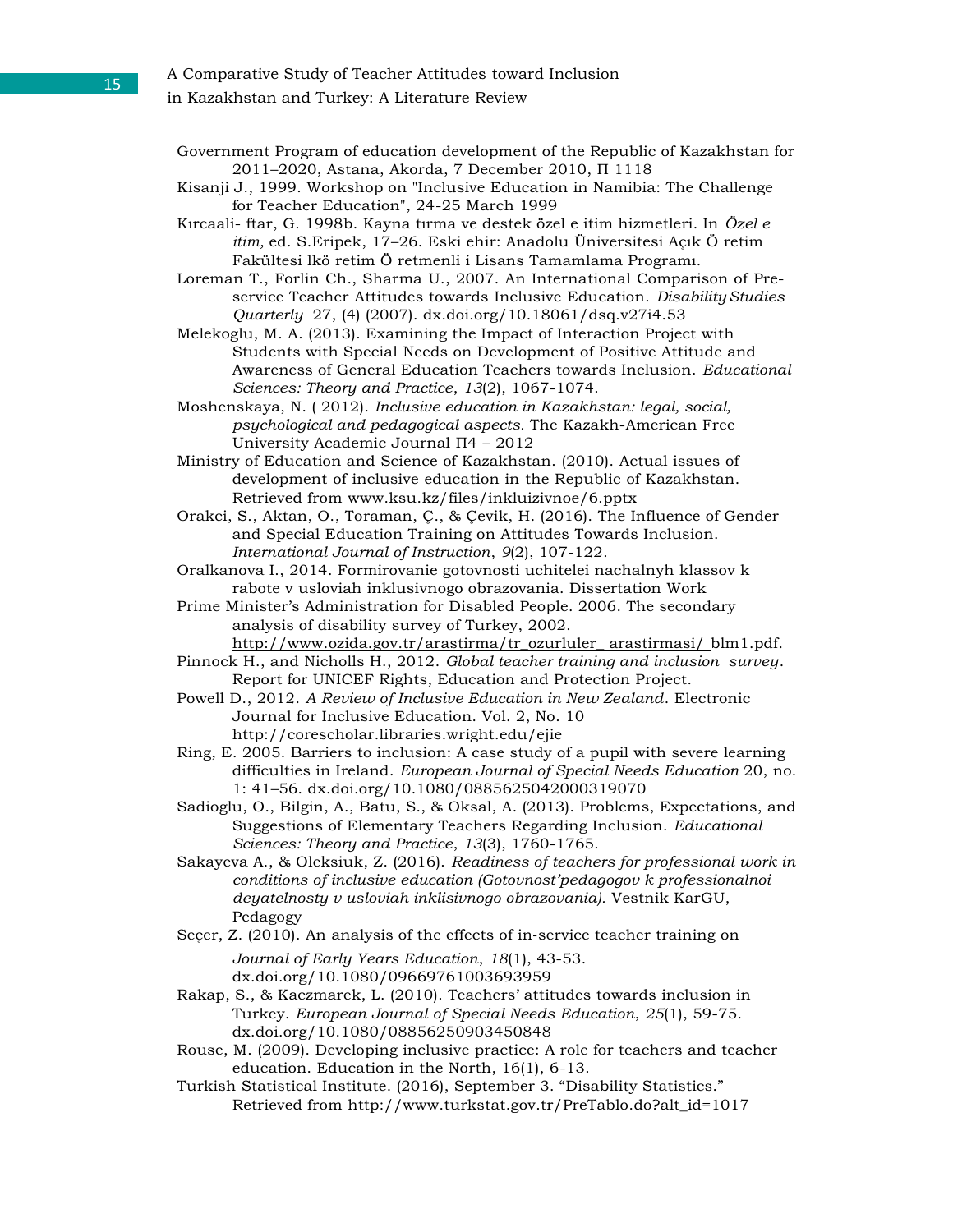Government Program of education development of the Republic of Kazakhstan for 2011–2020, Astana, Akorda, 7 December 2010, П 1118

Kisanji J., 1999. Workshop on "Inclusive Education in Namibia: The Challenge for Teacher Education", 24-25 March 1999

Kırcaali- ftar, G. 1998b. Kayna tırma ve destek özel e itim hizmetleri. In *Özel e itim,* ed. S.Eripek, 17–26. Eski ehir: Anadolu Üniversitesi Açık Ö retim Fakültesi lkö retim Ö retmenli i Lisans Tamamlama Programı.

Loreman T., Forlin Ch., Sharma U., 2007. An International Comparison of Pre-service Teacher Attitudes towards Inclusive Education. *Disability Studies Quarterly* 27, (4) (2007). dx.doi.org/10.18061/dsq.v27i4.53

Melekoglu, M. A. (2013). Examining the Impact of Interaction Project with Students with Special Needs on Development of Positive Attitude and Awareness of General Education Teachers towards Inclusion. *Educational Sciences: Theory and Practice*, *13*(2), 1067-1074.

Moshenskaya, N. ( 2012). *Inclusive education in Kazakhstan: legal, social, psychological and pedagogical aspects*. The Kazakh-American Free University Academic Journal П4 – 2012

Ministry of Education and Science of Kazakhstan. (2010). Actual issues of development of inclusive education in the Republic of Kazakhstan. Retrieved from www.ksu.kz/files/inkluizivnoe/6.pptx

Orakci, S., Aktan, O., Toraman, Ç., & Çevik, H. (2016). The Influence of Gender and Special Education Training on Attitudes Towards Inclusion. *International Journal of Instruction*, *9*(2), 107-122.

Oralkanova I., 2014. Formirovanie gotovnosti uchitelei nachalnyh klassov k rabote v usloviah inklusivnogo obrazovania. Dissertation Work

Prime Minister's Administration for Disabled People. 2006. The secondary analysis of disability survey of Turkey, 2002. http://www.ozida.gov.tr/arastirma/tr_ozurluler_ arastirmasi/ blm1.pdf.

Pinnock H., and Nicholls H., 2012. *Global teacher training and inclusion survey*. Report for UNICEF Rights, Education and Protection Project.

Powell D., 2012. *A Review of Inclusive Education in New Zealand*. Electronic Journal for Inclusive Education. Vol. 2, No. 10 http://corescholar.libraries.wright.edu/ejie

Ring, E. 2005. Barriers to inclusion: A case study of a pupil with severe learning difficulties in Ireland. *European Journal of Special Needs Education* 20, no. 1: 41–56. dx.doi.org/10.1080/0885625042000319070

Sadioglu, O., Bilgin, A., Batu, S., & Oksal, A. (2013). Problems, Expectations, and Suggestions of Elementary Teachers Regarding Inclusion. *Educational Sciences: Theory and Practice*, *13*(3), 1760-1765.

Sakayeva A., & Oleksiuk, Z. (2016). *Readiness of teachers for professional work in conditions of inclusive education (Gotovnost'pedagogov k professionalnoi deyatelnosty v usloviah inklisivnogo obrazovania)*. Vestnik KarGU, Pedagogy

Seçer, Z. (2010). An analysis of the effects of in-service teacher training on *Journal of Early Years Education*, *18*(1), 43-53. dx.doi.org/10.1080/09669761003693959

Rakap, S., & Kaczmarek, L. (2010). Teachers' attitudes towards inclusion in Turkey. *European Journal of Special Needs Education*, *25*(1), 59-75. dx.doi.org/10.1080/08856250903450848

Rouse, M. (2009). Developing inclusive practice: A role for teachers and teacher education. Education in the North, 16(1), 6-13.

Turkish Statistical Institute. (2016), September 3. "Disability Statistics." Retrieved from http://www.turkstat.gov.tr/PreTablo.do?alt_id=1017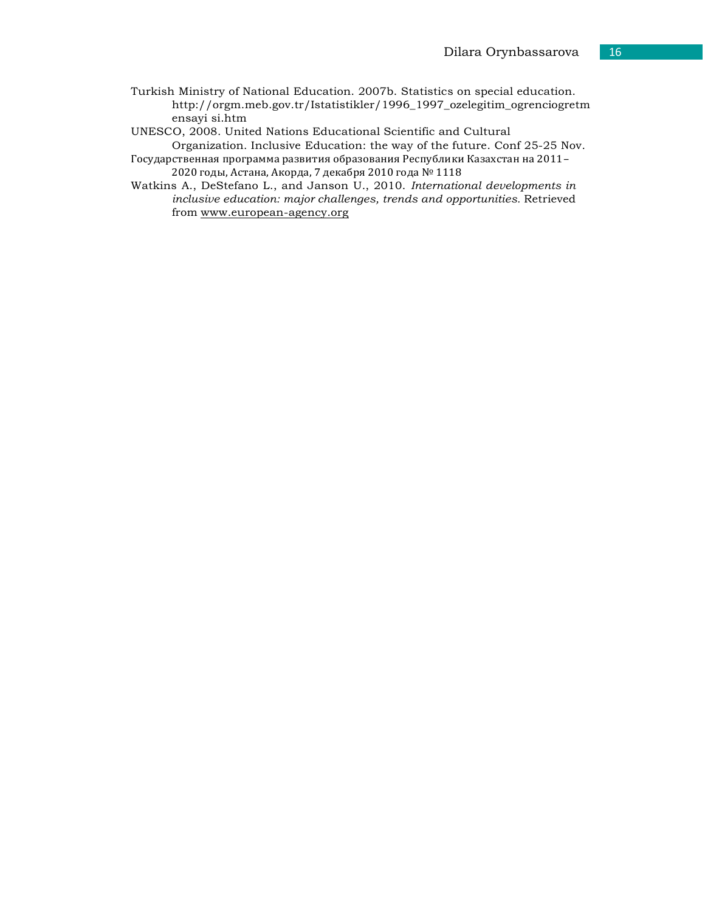Turkish Ministry of National Education. 2007b. Statistics on special education. http://orgm.meb.gov.tr/Istatistikler/1996_1997_ozelegitim_ogrenciogretmensayi si.htm

UNESCO, 2008. United Nations Educational Scientific and Cultural Organization. Inclusive Education: the way of the future. Conf 25-25 Nov.

Государственная программа развития образования Республики Казахстан на 2011–2020 годы, Астана, Акорда, 7 декабря 2010 года № 1118

Watkins A., DeStefano L., and Janson U., 2010. *International developments in inclusive education: major challenges, trends and opportunities.* Retrieved from www.european-agency.org